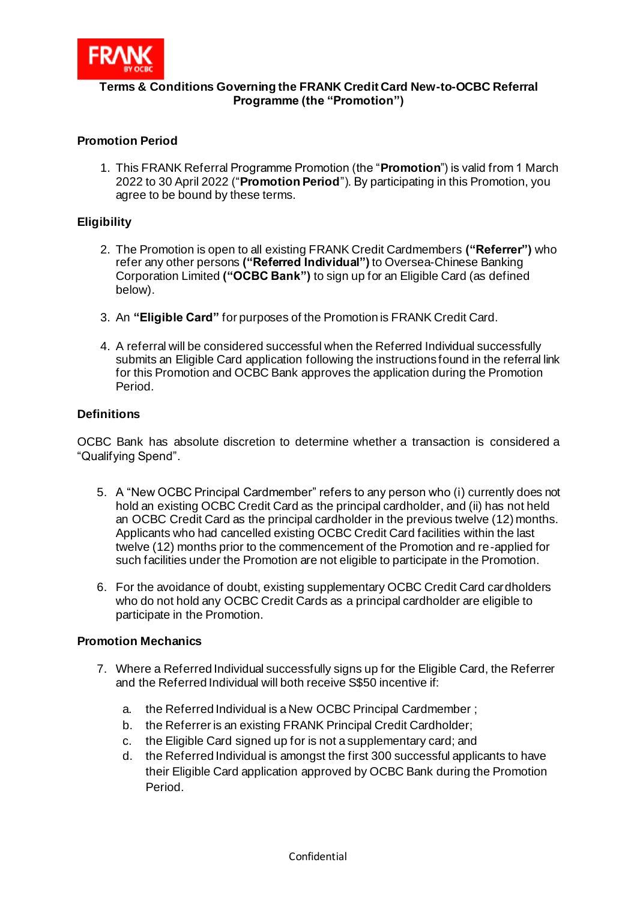# Terms & Conditions Governing the FRANK Credit Card New-to-OCBC Referral Programme (the "Promotion")

## Promotion Period

1. This FRANK Referral Programme Promotion (the "**Promotion**") is valid from 1 March 2022 to 30 April 2022 ("**Promotion Period**"). By participating in this Promotion, you agree to be bound by these terms.

## Eligibility

2. The Promotion is open to all existing FRANK Credit Cardmembers **("Referrer")** who refer any other persons **("Referred Individual")** to Oversea-Chinese Banking Corporation Limited **("OCBC Bank")** to sign up for an Eligible Card (as defined below).

3. An **"Eligible Card"** for purposes of the Promotion is FRANK Credit Card.

4. A referral will be considered successful when the Referred Individual successfully submits an Eligible Card application following the instructions found in the referral link for this Promotion and OCBC Bank approves the application during the Promotion Period.

## Definitions

OCBC Bank has absolute discretion to determine whether a transaction is considered a "Qualifying Spend".

5. A "New OCBC Principal Cardmember" refers to any person who (i) currently does not hold an existing OCBC Credit Card as the principal cardholder, and (ii) has not held an OCBC Credit Card as the principal cardholder in the previous twelve (12) months. Applicants who had cancelled existing OCBC Credit Card facilities within the last twelve (12) months prior to the commencement of the Promotion and re-applied for such facilities under the Promotion are not eligible to participate in the Promotion.

6. For the avoidance of doubt, existing supplementary OCBC Credit Card cardholders who do not hold any OCBC Credit Cards as a principal cardholder are eligible to participate in the Promotion.

## Promotion Mechanics

7. Where a Referred Individual successfully signs up for the Eligible Card, the Referrer and the Referred Individual will both receive S$50 incentive if:

   a. the Referred Individual is a New OCBC Principal Cardmember ;
   b. the Referrer is an existing FRANK Principal Credit Cardholder;
   c. the Eligible Card signed up for is not a supplementary card; and
   d. the Referred Individual is amongst the first 300 successful applicants to have their Eligible Card application approved by OCBC Bank during the Promotion Period.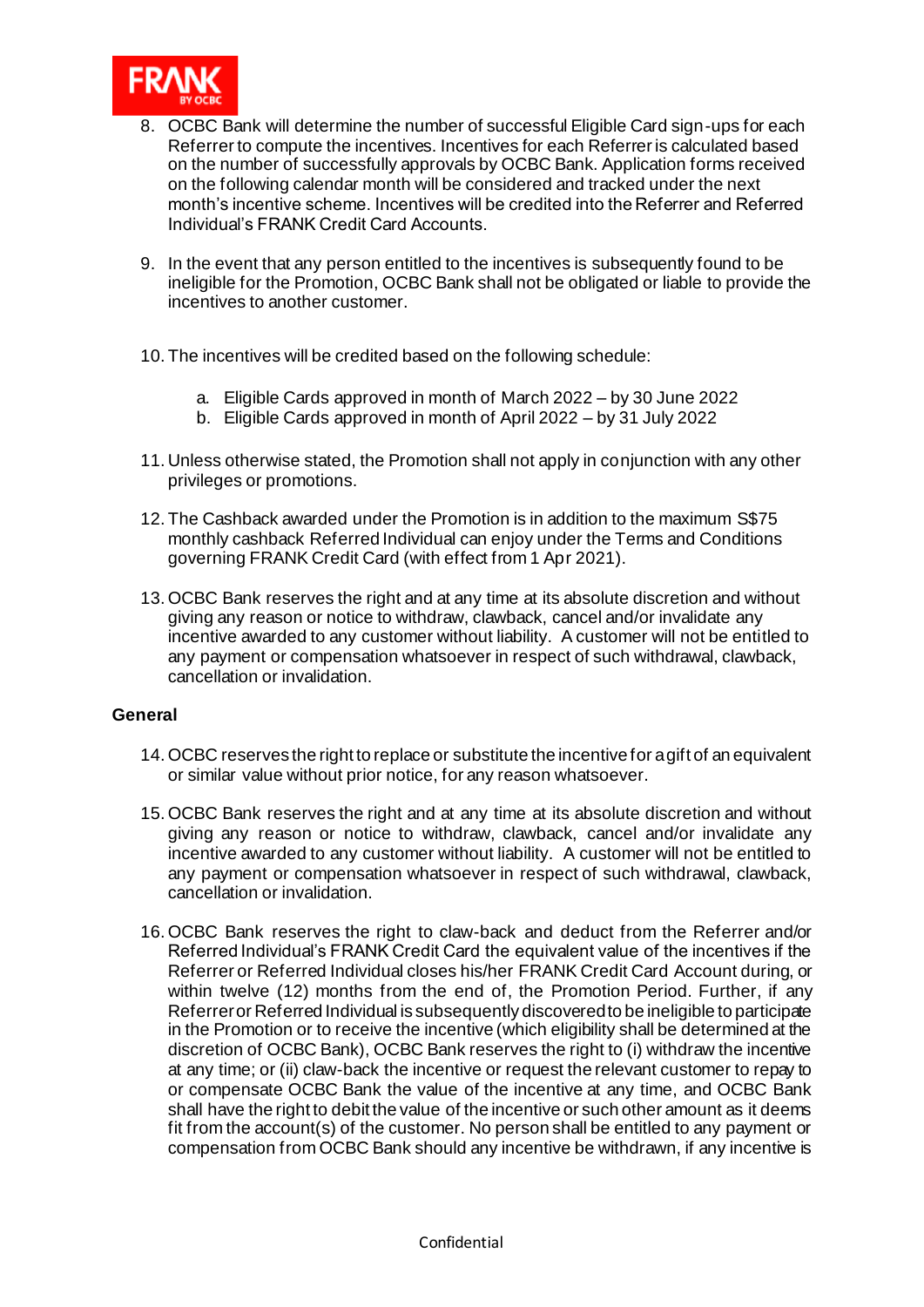8. OCBC Bank will determine the number of successful Eligible Card sign-ups for each Referrer to compute the incentives. Incentives for each Referrer is calculated based on the number of successfully approvals by OCBC Bank. Application forms received on the following calendar month will be considered and tracked under the next month's incentive scheme. Incentives will be credited into the Referrer and Referred Individual's FRANK Credit Card Accounts.

9. In the event that any person entitled to the incentives is subsequently found to be ineligible for the Promotion, OCBC Bank shall not be obligated or liable to provide the incentives to another customer.

10. The incentives will be credited based on the following schedule:

    a. Eligible Cards approved in month of March 2022 – by 30 June 2022
    b. Eligible Cards approved in month of April 2022 – by 31 July 2022

11. Unless otherwise stated, the Promotion shall not apply in conjunction with any other privileges or promotions.

12. The Cashback awarded under the Promotion is in addition to the maximum S$75 monthly cashback Referred Individual can enjoy under the Terms and Conditions governing FRANK Credit Card (with effect from 1 Apr 2021).

13. OCBC Bank reserves the right and at any time at its absolute discretion and without giving any reason or notice to withdraw, clawback, cancel and/or invalidate any incentive awarded to any customer without liability. A customer will not be entitled to any payment or compensation whatsoever in respect of such withdrawal, clawback, cancellation or invalidation.

**General**

14. OCBC reserves the right to replace or substitute the incentive for a gift of an equivalent or similar value without prior notice, for any reason whatsoever.

15. OCBC Bank reserves the right and at any time at its absolute discretion and without giving any reason or notice to withdraw, clawback, cancel and/or invalidate any incentive awarded to any customer without liability. A customer will not be entitled to any payment or compensation whatsoever in respect of such withdrawal, clawback, cancellation or invalidation.

16. OCBC Bank reserves the right to claw-back and deduct from the Referrer and/or Referred Individual's FRANK Credit Card the equivalent value of the incentives if the Referrer or Referred Individual closes his/her FRANK Credit Card Account during, or within twelve (12) months from the end of, the Promotion Period. Further, if any Referrer or Referred Individual is subsequently discovered to be ineligible to participate in the Promotion or to receive the incentive (which eligibility shall be determined at the discretion of OCBC Bank), OCBC Bank reserves the right to (i) withdraw the incentive at any time; or (ii) claw-back the incentive or request the relevant customer to repay to or compensate OCBC Bank the value of the incentive at any time, and OCBC Bank shall have the right to debit the value of the incentive or such other amount as it deems fit from the account(s) of the customer. No person shall be entitled to any payment or compensation from OCBC Bank should any incentive be withdrawn, if any incentive is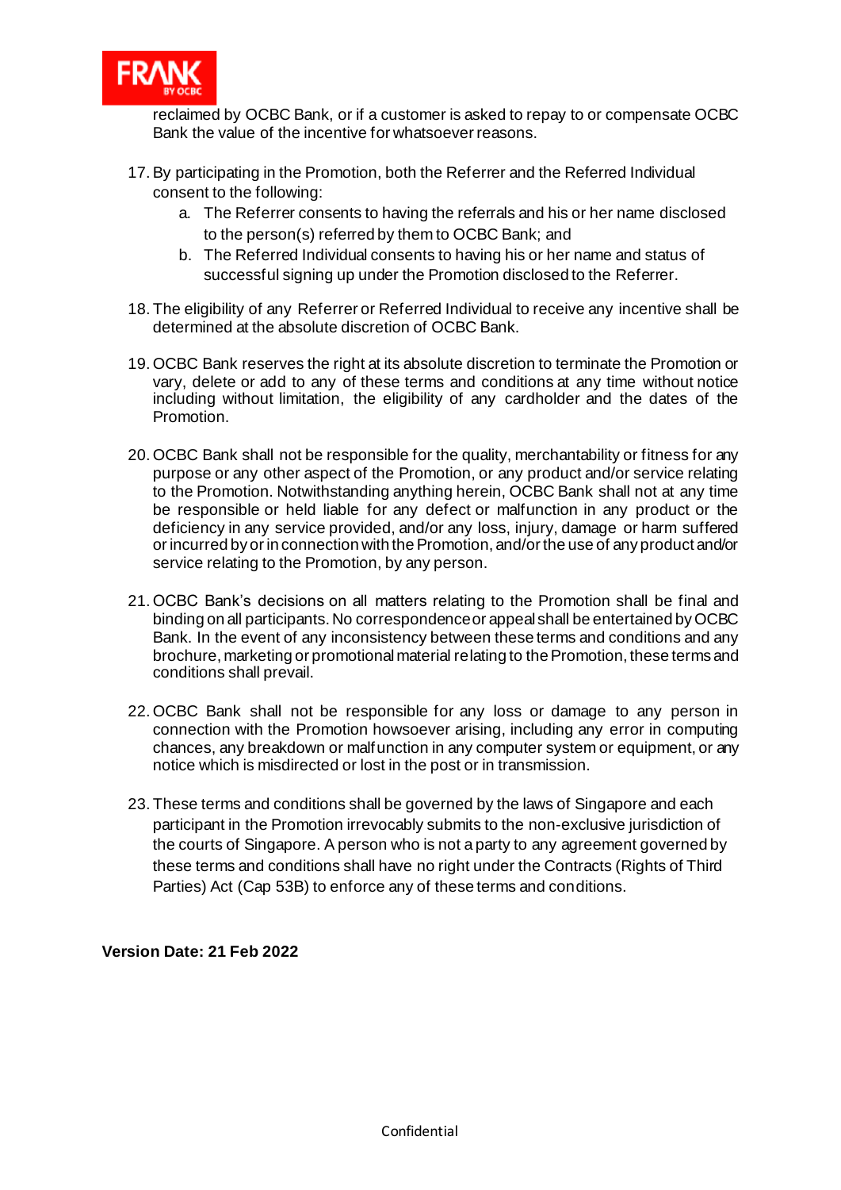reclaimed by OCBC Bank, or if a customer is asked to repay to or compensate OCBC Bank the value of the incentive for whatsoever reasons.

17. By participating in the Promotion, both the Referrer and the Referred Individual consent to the following:
    a. The Referrer consents to having the referrals and his or her name disclosed to the person(s) referred by them to OCBC Bank; and
    b. The Referred Individual consents to having his or her name and status of successful signing up under the Promotion disclosed to the Referrer.

18. The eligibility of any Referrer or Referred Individual to receive any incentive shall be determined at the absolute discretion of OCBC Bank.

19. OCBC Bank reserves the right at its absolute discretion to terminate the Promotion or vary, delete or add to any of these terms and conditions at any time without notice including without limitation, the eligibility of any cardholder and the dates of the Promotion.

20. OCBC Bank shall not be responsible for the quality, merchantability or fitness for any purpose or any other aspect of the Promotion, or any product and/or service relating to the Promotion. Notwithstanding anything herein, OCBC Bank shall not at any time be responsible or held liable for any defect or malfunction in any product or the deficiency in any service provided, and/or any loss, injury, damage or harm suffered or incurred by or in connection with the Promotion, and/or the use of any product and/or service relating to the Promotion, by any person.

21. OCBC Bank's decisions on all matters relating to the Promotion shall be final and binding on all participants. No correspondence or appeal shall be entertained by OCBC Bank. In the event of any inconsistency between these terms and conditions and any brochure, marketing or promotional material relating to the Promotion, these terms and conditions shall prevail.

22. OCBC Bank shall not be responsible for any loss or damage to any person in connection with the Promotion howsoever arising, including any error in computing chances, any breakdown or malfunction in any computer system or equipment, or any notice which is misdirected or lost in the post or in transmission.

23. These terms and conditions shall be governed by the laws of Singapore and each participant in the Promotion irrevocably submits to the non-exclusive jurisdiction of the courts of Singapore. A person who is not a party to any agreement governed by these terms and conditions shall have no right under the Contracts (Rights of Third Parties) Act (Cap 53B) to enforce any of these terms and conditions.

**Version Date: 21 Feb 2022**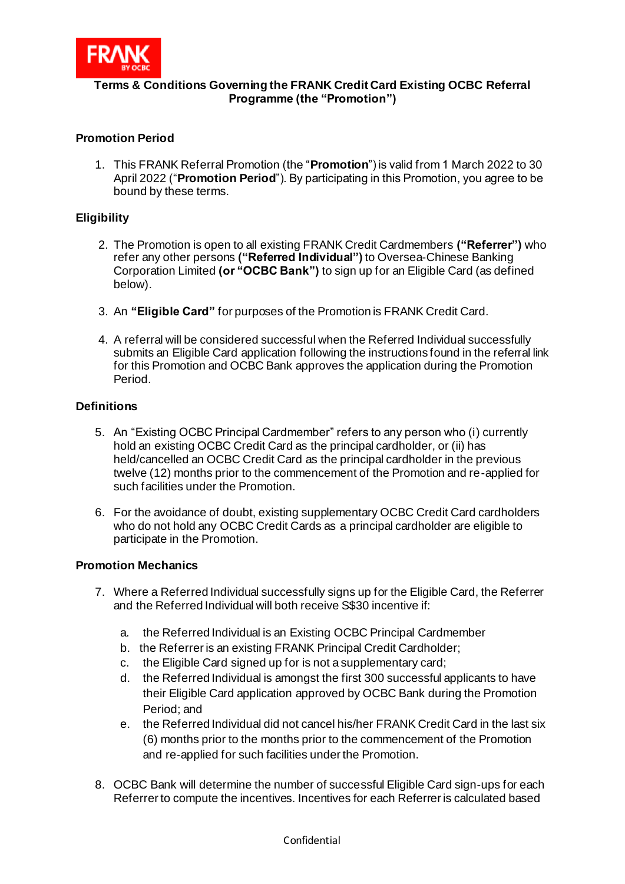**Terms & Conditions Governing the FRANK Credit Card Existing OCBC Referral Programme (the "Promotion")**

## Promotion Period

1. This FRANK Referral Promotion (the "**Promotion**") is valid from 1 March 2022 to 30 April 2022 ("**Promotion Period**"). By participating in this Promotion, you agree to be bound by these terms.

## Eligibility

2. The Promotion is open to all existing FRANK Credit Cardmembers **("Referrer")** who refer any other persons **("Referred Individual")** to Oversea-Chinese Banking Corporation Limited **(or "OCBC Bank")** to sign up for an Eligible Card (as defined below).

3. An **"Eligible Card"** for purposes of the Promotion is FRANK Credit Card.

4. A referral will be considered successful when the Referred Individual successfully submits an Eligible Card application following the instructions found in the referral link for this Promotion and OCBC Bank approves the application during the Promotion Period.

## Definitions

5. An "Existing OCBC Principal Cardmember" refers to any person who (i) currently hold an existing OCBC Credit Card as the principal cardholder, or (ii) has held/cancelled an OCBC Credit Card as the principal cardholder in the previous twelve (12) months prior to the commencement of the Promotion and re-applied for such facilities under the Promotion.

6. For the avoidance of doubt, existing supplementary OCBC Credit Card cardholders who do not hold any OCBC Credit Cards as a principal cardholder are eligible to participate in the Promotion.

## Promotion Mechanics

7. Where a Referred Individual successfully signs up for the Eligible Card, the Referrer and the Referred Individual will both receive S$30 incentive if:

   a. the Referred Individual is an Existing OCBC Principal Cardmember
   b. the Referrer is an existing FRANK Principal Credit Cardholder;
   c. the Eligible Card signed up for is not a supplementary card;
   d. the Referred Individual is amongst the first 300 successful applicants to have their Eligible Card application approved by OCBC Bank during the Promotion Period; and
   e. the Referred Individual did not cancel his/her FRANK Credit Card in the last six (6) months prior to the months prior to the commencement of the Promotion and re-applied for such facilities under the Promotion.

8. OCBC Bank will determine the number of successful Eligible Card sign-ups for each Referrer to compute the incentives. Incentives for each Referrer is calculated based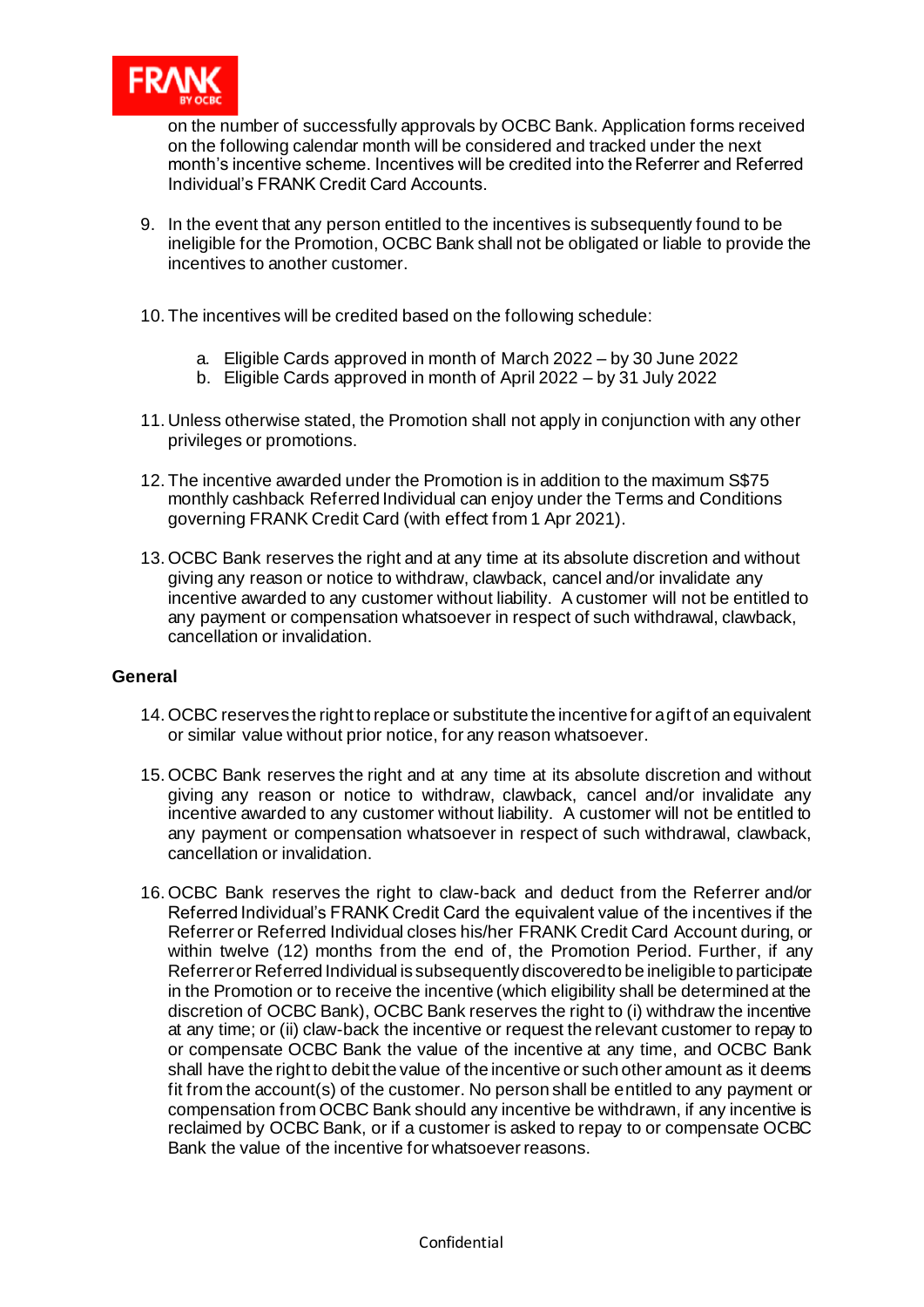on the number of successfully approvals by OCBC Bank. Application forms received on the following calendar month will be considered and tracked under the next month's incentive scheme. Incentives will be credited into the Referrer and Referred Individual's FRANK Credit Card Accounts.

9. In the event that any person entitled to the incentives is subsequently found to be ineligible for the Promotion, OCBC Bank shall not be obligated or liable to provide the incentives to another customer.

10. The incentives will be credited based on the following schedule:

    a. Eligible Cards approved in month of March 2022 – by 30 June 2022
    b. Eligible Cards approved in month of April 2022 – by 31 July 2022

11. Unless otherwise stated, the Promotion shall not apply in conjunction with any other privileges or promotions.

12. The incentive awarded under the Promotion is in addition to the maximum S$75 monthly cashback Referred Individual can enjoy under the Terms and Conditions governing FRANK Credit Card (with effect from 1 Apr 2021).

13. OCBC Bank reserves the right and at any time at its absolute discretion and without giving any reason or notice to withdraw, clawback, cancel and/or invalidate any incentive awarded to any customer without liability. A customer will not be entitled to any payment or compensation whatsoever in respect of such withdrawal, clawback, cancellation or invalidation.

**General**

14. OCBC reserves the right to replace or substitute the incentive for a gift of an equivalent or similar value without prior notice, for any reason whatsoever.

15. OCBC Bank reserves the right and at any time at its absolute discretion and without giving any reason or notice to withdraw, clawback, cancel and/or invalidate any incentive awarded to any customer without liability. A customer will not be entitled to any payment or compensation whatsoever in respect of such withdrawal, clawback, cancellation or invalidation.

16. OCBC Bank reserves the right to claw-back and deduct from the Referrer and/or Referred Individual's FRANK Credit Card the equivalent value of the incentives if the Referrer or Referred Individual closes his/her FRANK Credit Card Account during, or within twelve (12) months from the end of, the Promotion Period. Further, if any Referrer or Referred Individual is subsequently discovered to be ineligible to participate in the Promotion or to receive the incentive (which eligibility shall be determined at the discretion of OCBC Bank), OCBC Bank reserves the right to (i) withdraw the incentive at any time; or (ii) claw-back the incentive or request the relevant customer to repay to or compensate OCBC Bank the value of the incentive at any time, and OCBC Bank shall have the right to debit the value of the incentive or such other amount as it deems fit from the account(s) of the customer. No person shall be entitled to any payment or compensation from OCBC Bank should any incentive be withdrawn, if any incentive is reclaimed by OCBC Bank, or if a customer is asked to repay to or compensate OCBC Bank the value of the incentive for whatsoever reasons.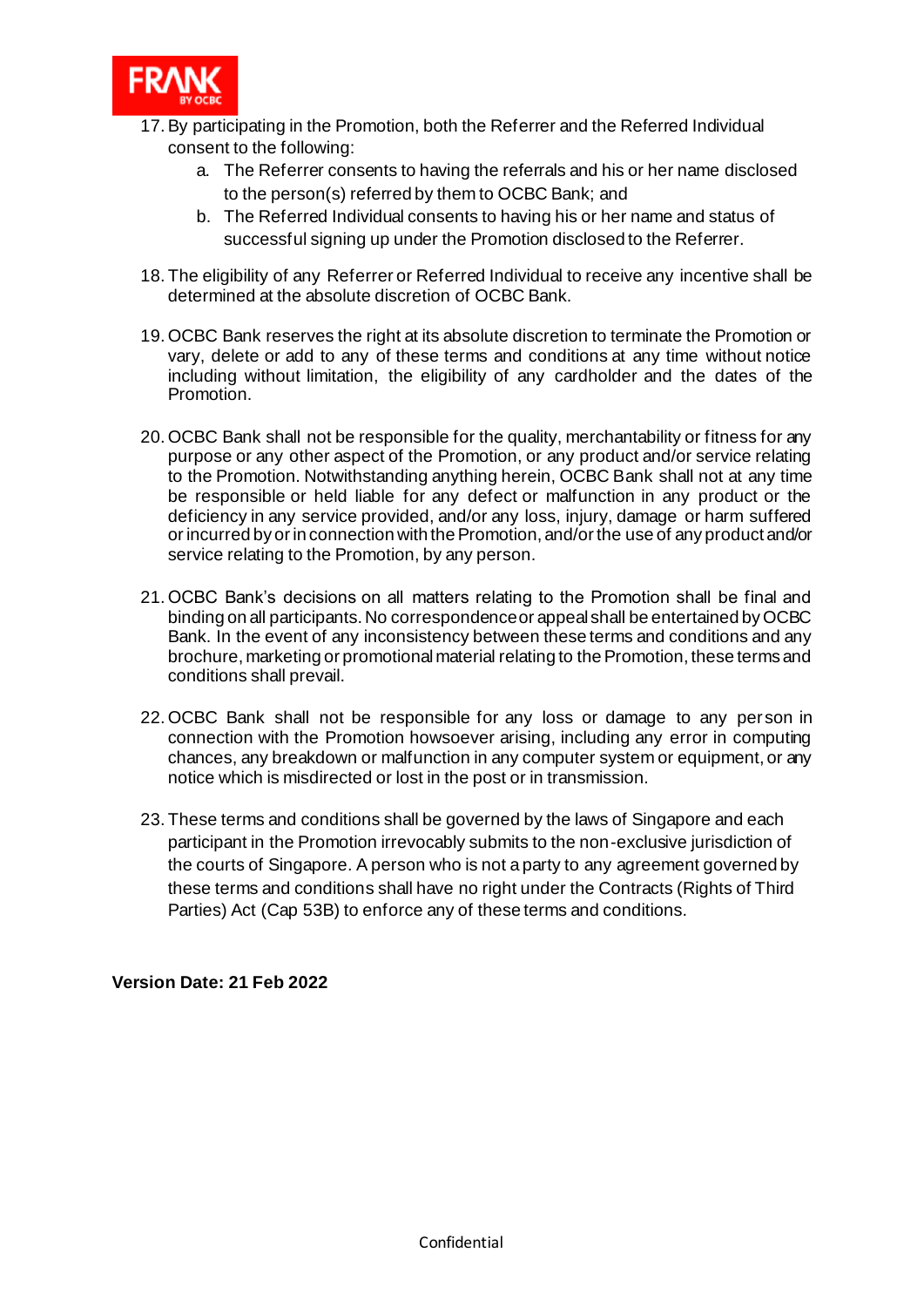17. By participating in the Promotion, both the Referrer and the Referred Individual consent to the following:
    a. The Referrer consents to having the referrals and his or her name disclosed to the person(s) referred by them to OCBC Bank; and
    b. The Referred Individual consents to having his or her name and status of successful signing up under the Promotion disclosed to the Referrer.

18. The eligibility of any Referrer or Referred Individual to receive any incentive shall be determined at the absolute discretion of OCBC Bank.

19. OCBC Bank reserves the right at its absolute discretion to terminate the Promotion or vary, delete or add to any of these terms and conditions at any time without notice including without limitation, the eligibility of any cardholder and the dates of the Promotion.

20. OCBC Bank shall not be responsible for the quality, merchantability or fitness for any purpose or any other aspect of the Promotion, or any product and/or service relating to the Promotion. Notwithstanding anything herein, OCBC Bank shall not at any time be responsible or held liable for any defect or malfunction in any product or the deficiency in any service provided, and/or any loss, injury, damage or harm suffered or incurred by or in connection with the Promotion, and/or the use of any product and/or service relating to the Promotion, by any person.

21. OCBC Bank's decisions on all matters relating to the Promotion shall be final and binding on all participants. No correspondence or appeal shall be entertained by OCBC Bank. In the event of any inconsistency between these terms and conditions and any brochure, marketing or promotional material relating to the Promotion, these terms and conditions shall prevail.

22. OCBC Bank shall not be responsible for any loss or damage to any person in connection with the Promotion howsoever arising, including any error in computing chances, any breakdown or malfunction in any computer system or equipment, or any notice which is misdirected or lost in the post or in transmission.

23. These terms and conditions shall be governed by the laws of Singapore and each participant in the Promotion irrevocably submits to the non-exclusive jurisdiction of the courts of Singapore. A person who is not a party to any agreement governed by these terms and conditions shall have no right under the Contracts (Rights of Third Parties) Act (Cap 53B) to enforce any of these terms and conditions.

**Version Date: 21 Feb 2022**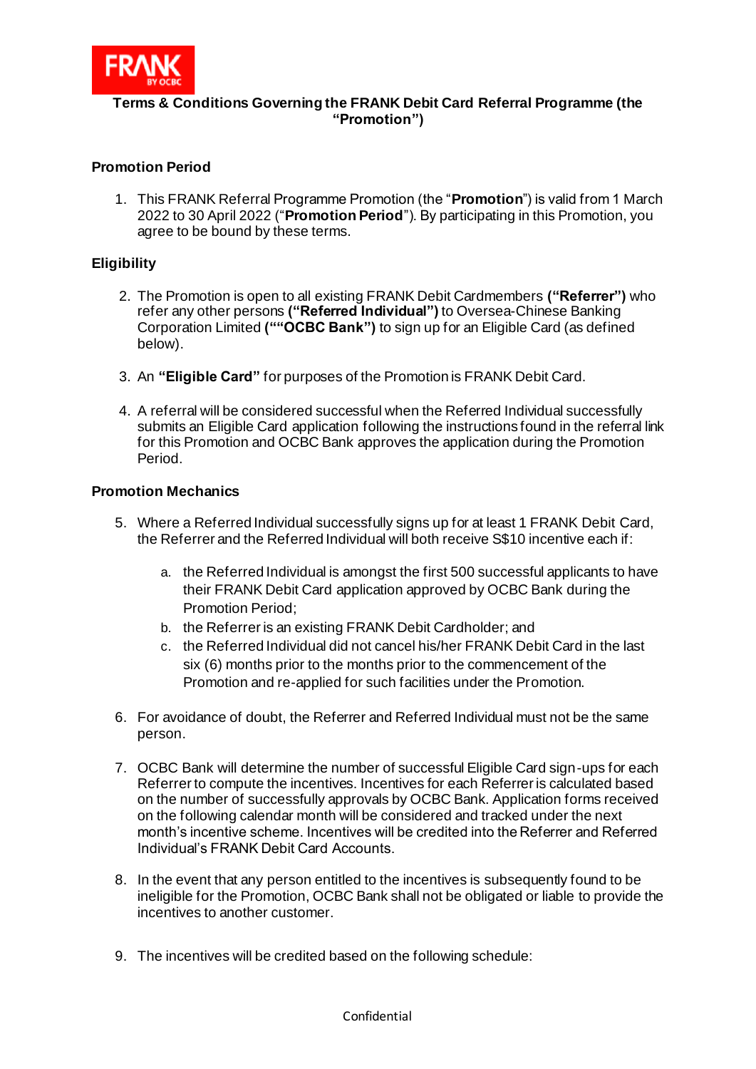**Terms & Conditions Governing the FRANK Debit Card Referral Programme (the "Promotion")**

### Promotion Period

1. This FRANK Referral Programme Promotion (the "**Promotion**") is valid from 1 March 2022 to 30 April 2022 ("**Promotion Period**"). By participating in this Promotion, you agree to be bound by these terms.

### Eligibility

2. The Promotion is open to all existing FRANK Debit Cardmembers **("Referrer")** who refer any other persons **("Referred Individual")** to Oversea-Chinese Banking Corporation Limited **(""OCBC Bank")** to sign up for an Eligible Card (as defined below).

3. An **"Eligible Card"** for purposes of the Promotion is FRANK Debit Card.

4. A referral will be considered successful when the Referred Individual successfully submits an Eligible Card application following the instructions found in the referral link for this Promotion and OCBC Bank approves the application during the Promotion Period.

### Promotion Mechanics

5. Where a Referred Individual successfully signs up for at least 1 FRANK Debit Card, the Referrer and the Referred Individual will both receive S$10 incentive each if:

    a. the Referred Individual is amongst the first 500 successful applicants to have their FRANK Debit Card application approved by OCBC Bank during the Promotion Period;
    b. the Referrer is an existing FRANK Debit Cardholder; and
    c. the Referred Individual did not cancel his/her FRANK Debit Card in the last six (6) months prior to the months prior to the commencement of the Promotion and re-applied for such facilities under the Promotion.

6. For avoidance of doubt, the Referrer and Referred Individual must not be the same person.

7. OCBC Bank will determine the number of successful Eligible Card sign-ups for each Referrer to compute the incentives. Incentives for each Referrer is calculated based on the number of successfully approvals by OCBC Bank. Application forms received on the following calendar month will be considered and tracked under the next month's incentive scheme. Incentives will be credited into the Referrer and Referred Individual's FRANK Debit Card Accounts.

8. In the event that any person entitled to the incentives is subsequently found to be ineligible for the Promotion, OCBC Bank shall not be obligated or liable to provide the incentives to another customer.

9. The incentives will be credited based on the following schedule: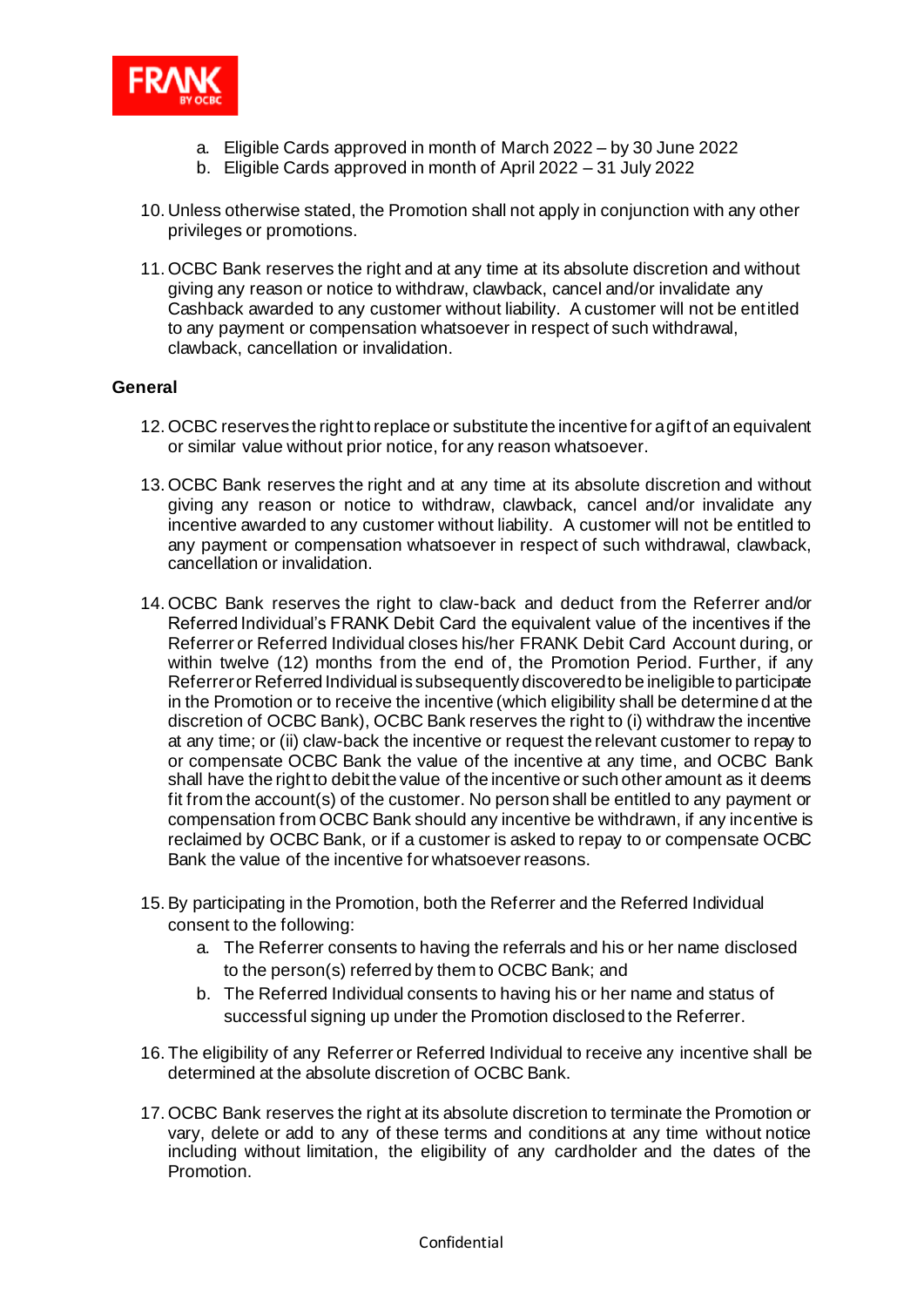a. Eligible Cards approved in month of March 2022 – by 30 June 2022
b. Eligible Cards approved in month of April 2022 – 31 July 2022

10. Unless otherwise stated, the Promotion shall not apply in conjunction with any other privileges or promotions.

11. OCBC Bank reserves the right and at any time at its absolute discretion and without giving any reason or notice to withdraw, clawback, cancel and/or invalidate any Cashback awarded to any customer without liability. A customer will not be entitled to any payment or compensation whatsoever in respect of such withdrawal, clawback, cancellation or invalidation.

**General**

12. OCBC reserves the right to replace or substitute the incentive for a gift of an equivalent or similar value without prior notice, for any reason whatsoever.

13. OCBC Bank reserves the right and at any time at its absolute discretion and without giving any reason or notice to withdraw, clawback, cancel and/or invalidate any incentive awarded to any customer without liability. A customer will not be entitled to any payment or compensation whatsoever in respect of such withdrawal, clawback, cancellation or invalidation.

14. OCBC Bank reserves the right to claw-back and deduct from the Referrer and/or Referred Individual's FRANK Debit Card the equivalent value of the incentives if the Referrer or Referred Individual closes his/her FRANK Debit Card Account during, or within twelve (12) months from the end of, the Promotion Period. Further, if any Referrer or Referred Individual is subsequently discovered to be ineligible to participate in the Promotion or to receive the incentive (which eligibility shall be determined at the discretion of OCBC Bank), OCBC Bank reserves the right to (i) withdraw the incentive at any time; or (ii) claw-back the incentive or request the relevant customer to repay to or compensate OCBC Bank the value of the incentive at any time, and OCBC Bank shall have the right to debit the value of the incentive or such other amount as it deems fit from the account(s) of the customer. No person shall be entitled to any payment or compensation from OCBC Bank should any incentive be withdrawn, if any incentive is reclaimed by OCBC Bank, or if a customer is asked to repay to or compensate OCBC Bank the value of the incentive for whatsoever reasons.

15. By participating in the Promotion, both the Referrer and the Referred Individual consent to the following:
    a. The Referrer consents to having the referrals and his or her name disclosed to the person(s) referred by them to OCBC Bank; and
    b. The Referred Individual consents to having his or her name and status of successful signing up under the Promotion disclosed to the Referrer.

16. The eligibility of any Referrer or Referred Individual to receive any incentive shall be determined at the absolute discretion of OCBC Bank.

17. OCBC Bank reserves the right at its absolute discretion to terminate the Promotion or vary, delete or add to any of these terms and conditions at any time without notice including without limitation, the eligibility of any cardholder and the dates of the Promotion.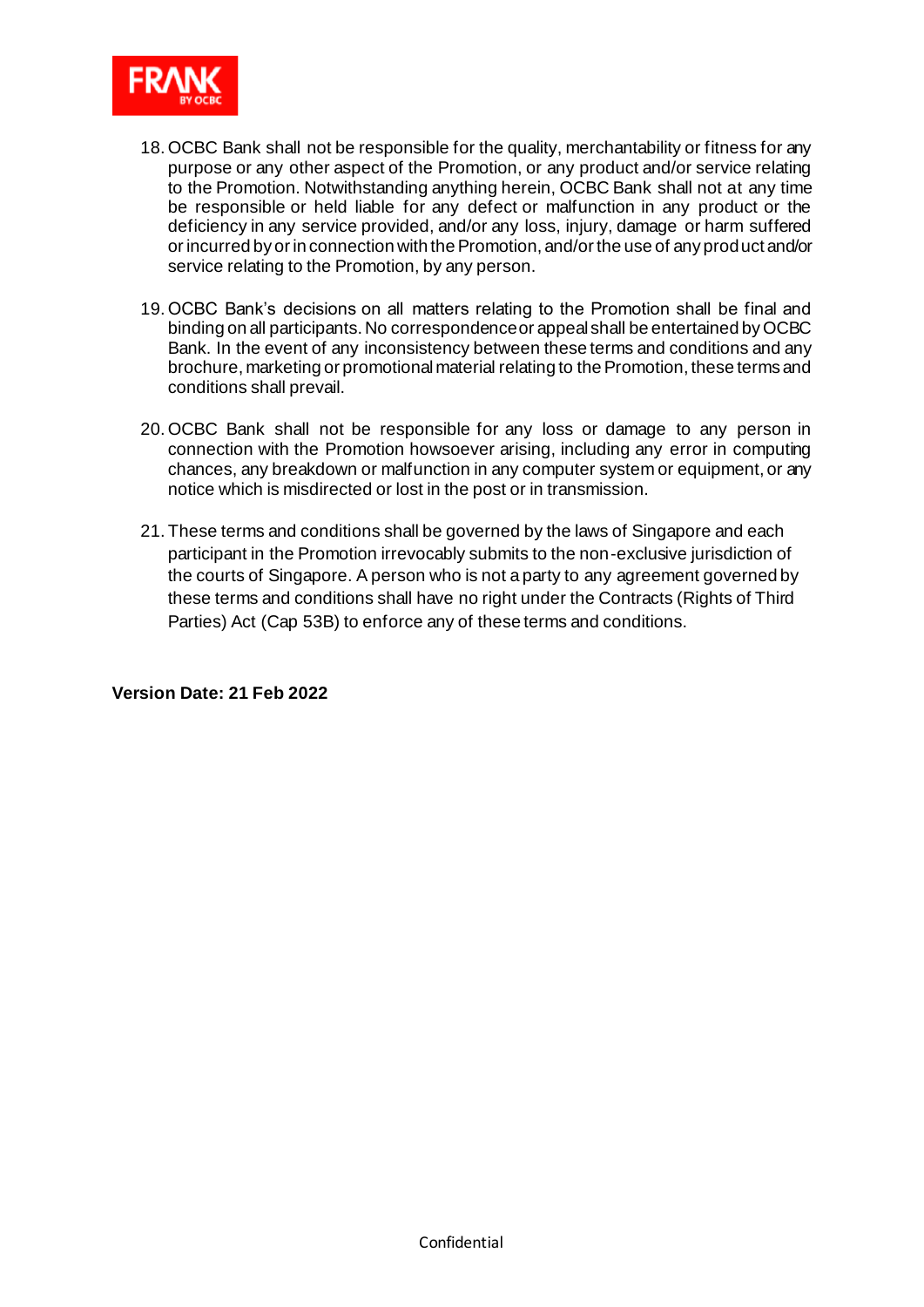18. OCBC Bank shall not be responsible for the quality, merchantability or fitness for any purpose or any other aspect of the Promotion, or any product and/or service relating to the Promotion. Notwithstanding anything herein, OCBC Bank shall not at any time be responsible or held liable for any defect or malfunction in any product or the deficiency in any service provided, and/or any loss, injury, damage or harm suffered or incurred by or in connection with the Promotion, and/or the use of any product and/or service relating to the Promotion, by any person.

19. OCBC Bank's decisions on all matters relating to the Promotion shall be final and binding on all participants. No correspondence or appeal shall be entertained by OCBC Bank. In the event of any inconsistency between these terms and conditions and any brochure, marketing or promotional material relating to the Promotion, these terms and conditions shall prevail.

20. OCBC Bank shall not be responsible for any loss or damage to any person in connection with the Promotion howsoever arising, including any error in computing chances, any breakdown or malfunction in any computer system or equipment, or any notice which is misdirected or lost in the post or in transmission.

21. These terms and conditions shall be governed by the laws of Singapore and each participant in the Promotion irrevocably submits to the non-exclusive jurisdiction of the courts of Singapore. A person who is not a party to any agreement governed by these terms and conditions shall have no right under the Contracts (Rights of Third Parties) Act (Cap 53B) to enforce any of these terms and conditions.

**Version Date: 21 Feb 2022**